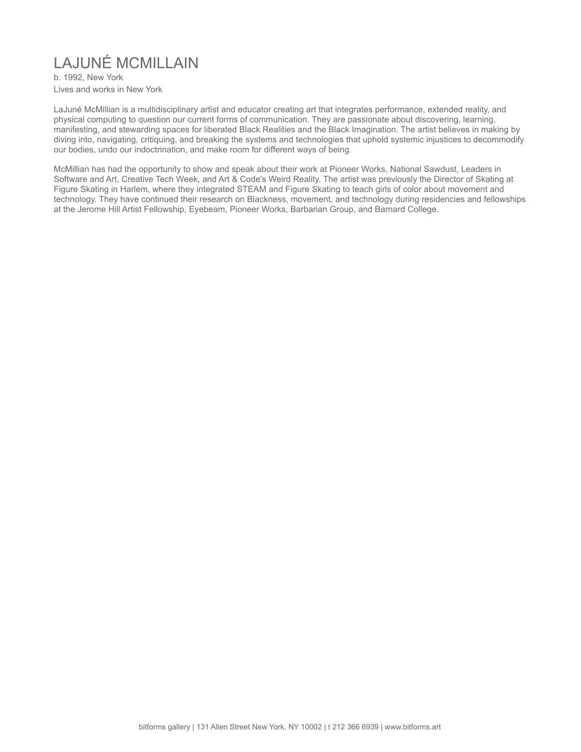# LAJUNÉ MCMILLAIN

b. 1992, New York
Lives and works in New York

LaJuné McMillian is a multidisciplinary artist and educator creating art that integrates performance, extended reality, and physical computing to question our current forms of communication. They are passionate about discovering, learning, manifesting, and stewarding spaces for liberated Black Realities and the Black Imagination. The artist believes in making by diving into, navigating, critiquing, and breaking the systems and technologies that uphold systemic injustices to decommodify our bodies, undo our indoctrination, and make room for different ways of being.

McMillian has had the opportunity to show and speak about their work at Pioneer Works, National Sawdust, Leaders in Software and Art, Creative Tech Week, and Art & Code's Weird Reality. The artist was previously the Director of Skating at Figure Skating in Harlem, where they integrated STEAM and Figure Skating to teach girls of color about movement and technology. They have continued their research on Blackness, movement, and technology during residencies and fellowships at the Jerome Hill Artist Fellowship, Eyebeam, Pioneer Works, Barbarian Group, and Barnard College.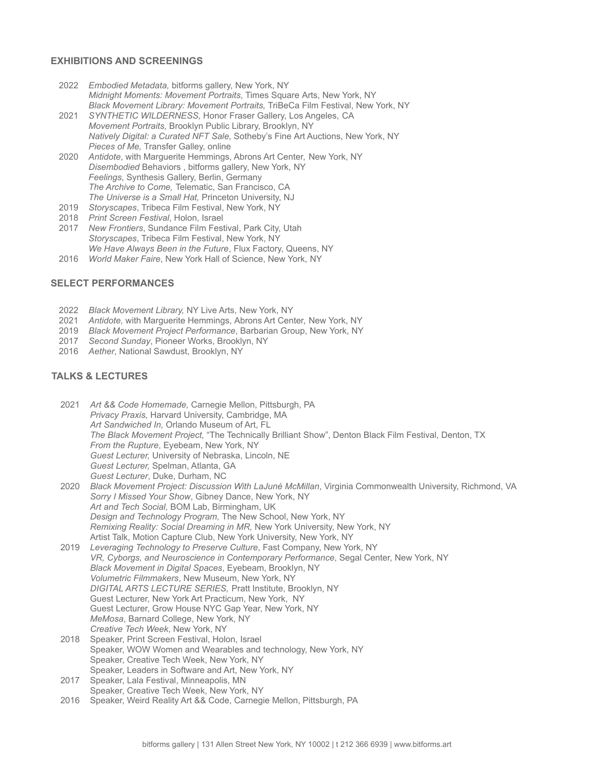## EXHIBITIONS AND SCREENINGS

2022 *Embodied Metadata,* bitforms gallery, New York, NY
*Midnight Moments: Movement Portraits*, Times Square Arts, New York, NY
*Black Movement Library: Movement Portraits,* TriBeCa Film Festival, New York, NY

2021 *SYNTHETIC WILDERNESS,* Honor Fraser Gallery, Los Angeles, CA
*Movement Portraits,* Brooklyn Public Library, Brooklyn, NY
*Natively Digital: a Curated NFT Sale,* Sotheby's Fine Art Auctions, New York, NY
*Pieces of Me,* Transfer Galley, online

2020 *Antidote*, with Marguerite Hemmings, Abrons Art Center, New York, NY
*Disembodied* Behaviors , bitforms gallery, New York, NY
*Feelings*, Synthesis Gallery, Berlin, Germany
*The Archive to Come,* Telematic, San Francisco, CA
*The Universe is a Small Hat,* Princeton University, NJ

2019 *Storyscapes*, Tribeca Film Festival, New York, NY

2018 *Print Screen Festival*, Holon, Israel

2017 *New Frontiers*, Sundance Film Festival, Park City, Utah
*Storyscapes*, Tribeca Film Festival, New York, NY
*We Have Always Been in the Future*, Flux Factory, Queens, NY

2016 *World Maker Faire*, New York Hall of Science, New York, NY

## SELECT PERFORMANCES

2022 *Black Movement Library,* NY Live Arts, New York, NY

2021 *Antidote,* with Marguerite Hemmings, Abrons Art Center, New York, NY

2019 *Black Movement Project Performance*, Barbarian Group, New York, NY

2017 *Second Sunday*, Pioneer Works, Brooklyn, NY

2016 *Aether*, National Sawdust, Brooklyn, NY

## TALKS & LECTURES

2021 *Art && Code Homemade,* Carnegie Mellon, Pittsburgh, PA
*Privacy Praxis,* Harvard University, Cambridge, MA
*Art Sandwiched In,* Orlando Museum of Art, FL
*The Black Movement Project,* "The Technically Brilliant Show", Denton Black Film Festival, Denton, TX
*From the Rupture*, Eyebeam, New York, NY
*Guest Lecturer,* University of Nebraska, Lincoln, NE
*Guest Lecturer,* Spelman, Atlanta, GA
*Guest Lecturer*, Duke, Durham, NC

2020 *Black Movement Project: Discussion With LaJuné McMillan*, Virginia Commonwealth University, Richmond, VA
*Sorry I Missed Your Show*, Gibney Dance, New York, NY
*Art and Tech Social,* BOM Lab, Birmingham, UK
*Design and Technology Program,* The New School, New York, NY
*Remixing Reality: Social Dreaming in MR,* New York University, New York, NY
Artist Talk, Motion Capture Club, New York University, New York, NY

2019 *Leveraging Technology to Preserve Culture*, Fast Company, New York, NY
*VR, Cyborgs, and Neuroscience in Contemporary Performance*, Segal Center, New York, NY
*Black Movement in Digital Spaces*, Eyebeam, Brooklyn, NY
*Volumetric Filmmakers*, New Museum, New York, NY
*DIGITAL ARTS LECTURE SERIES,* Pratt Institute, Brooklyn, NY
Guest Lecturer, New York Art Practicum, New York, NY
Guest Lecturer, Grow House NYC Gap Year, New York, NY
*MeMosa*, Barnard College, New York, NY
*Creative Tech Week*, New York, NY

2018 Speaker, Print Screen Festival, Holon, Israel
Speaker, WOW Women and Wearables and technology, New York, NY
Speaker, Creative Tech Week, New York, NY
Speaker, Leaders in Software and Art, New York, NY

2017 Speaker, Lala Festival, Minneapolis, MN
Speaker, Creative Tech Week, New York, NY

2016 Speaker, Weird Reality Art && Code, Carnegie Mellon, Pittsburgh, PA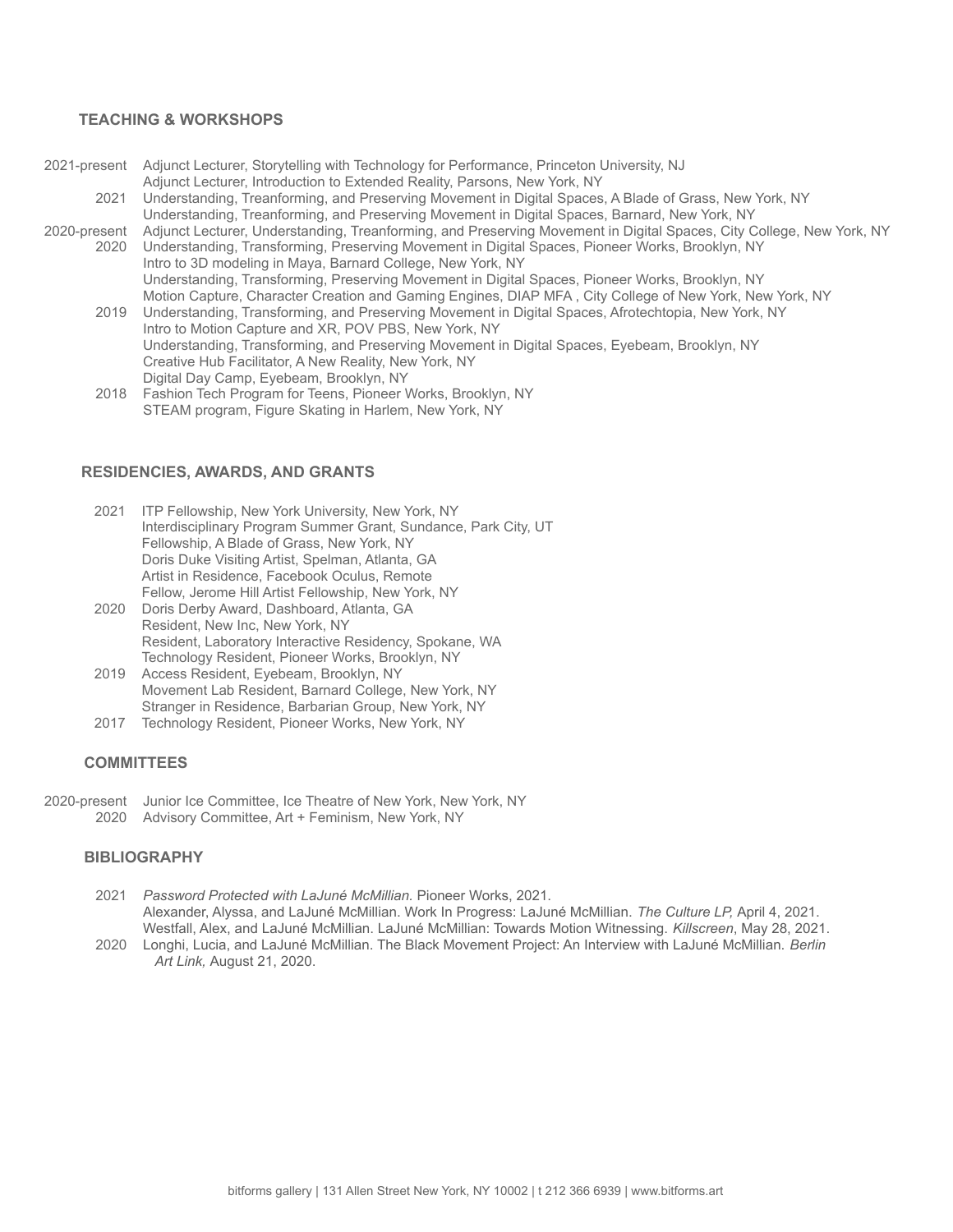## TEACHING & WORKSHOPS

2021-present Adjunct Lecturer, Storytelling with Technology for Performance, Princeton University, NJ
Adjunct Lecturer, Introduction to Extended Reality, Parsons, New York, NY

2021 Understanding, Treanforming, and Preserving Movement in Digital Spaces, A Blade of Grass, New York, NY
Understanding, Treanforming, and Preserving Movement in Digital Spaces, Barnard, New York, NY

2020-present Adjunct Lecturer, Understanding, Treanforming, and Preserving Movement in Digital Spaces, City College, New York, NY

2020 Understanding, Transforming, Preserving Movement in Digital Spaces, Pioneer Works, Brooklyn, NY
Intro to 3D modeling in Maya, Barnard College, New York, NY
Understanding, Transforming, Preserving Movement in Digital Spaces, Pioneer Works, Brooklyn, NY
Motion Capture, Character Creation and Gaming Engines, DIAP MFA , City College of New York, New York, NY

2019 Understanding, Transforming, and Preserving Movement in Digital Spaces, Afrotechtopia, New York, NY
Intro to Motion Capture and XR, POV PBS, New York, NY
Understanding, Transforming, and Preserving Movement in Digital Spaces, Eyebeam, Brooklyn, NY
Creative Hub Facilitator, A New Reality, New York, NY
Digital Day Camp, Eyebeam, Brooklyn, NY

2018 Fashion Tech Program for Teens, Pioneer Works, Brooklyn, NY
STEAM program, Figure Skating in Harlem, New York, NY

## RESIDENCIES, AWARDS, AND GRANTS

2021 ITP Fellowship, New York University, New York, NY
Interdisciplinary Program Summer Grant, Sundance, Park City, UT
Fellowship, A Blade of Grass, New York, NY
Doris Duke Visiting Artist, Spelman, Atlanta, GA
Artist in Residence, Facebook Oculus, Remote
Fellow, Jerome Hill Artist Fellowship, New York, NY

2020 Doris Derby Award, Dashboard, Atlanta, GA
Resident, New Inc, New York, NY
Resident, Laboratory Interactive Residency, Spokane, WA
Technology Resident, Pioneer Works, Brooklyn, NY

2019 Access Resident, Eyebeam, Brooklyn, NY
Movement Lab Resident, Barnard College, New York, NY
Stranger in Residence, Barbarian Group, New York, NY

2017 Technology Resident, Pioneer Works, New York, NY

## COMMITTEES

2020-present Junior Ice Committee, Ice Theatre of New York, New York, NY

2020 Advisory Committee, Art + Feminism, New York, NY

## BIBLIOGRAPHY

2021 *Password Protected with LaJuné McMillian.* Pioneer Works, 2021.
Alexander, Alyssa, and LaJuné McMillian. Work In Progress: LaJuné McMillian. *The Culture LP,* April 4, 2021.
Westfall, Alex, and LaJuné McMillian. LaJuné McMillian: Towards Motion Witnessing. *Killscreen*, May 28, 2021.

2020 Longhi, Lucia, and LaJuné McMillian. The Black Movement Project: An Interview with LaJuné McMillian. *Berlin Art Link,* August 21, 2020.